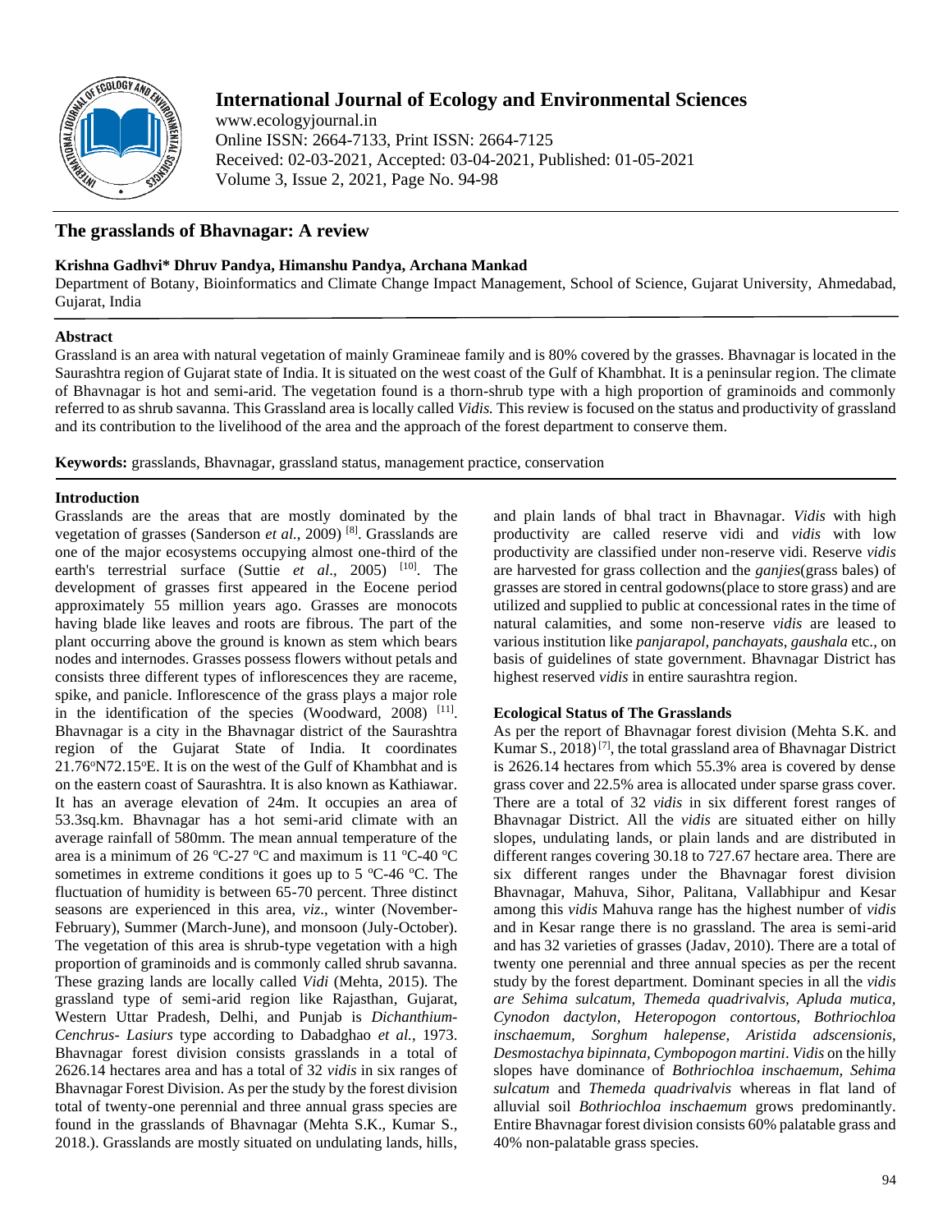# The grasslands of Bhavnagar: A review

**Krishna Gadhvi\* Dhruv Pandya, Himanshu Pandya, Archana Mankad**

Department of Botany, Bioinformatics and Climate Change Impact Management, School of Science, Gujarat University, Ahmedabad, Gujarat, India

## Abstract

Grassland is an area with natural vegetation of mainly Gramineae family and is 80% covered by the grasses. Bhavnagar is located in the Saurashtra region of Gujarat state of India. It is situated on the west coast of the Gulf of Khambhat. It is a peninsular region. The climate of Bhavnagar is hot and semi-arid. The vegetation found is a thorn-shrub type with a high proportion of graminoids and commonly referred to as shrub savanna. This Grassland area is locally called *Vidis.* This review is focused on the status and productivity of grassland and its contribution to the livelihood of the area and the approach of the forest department to conserve them.

**Keywords:** grasslands, Bhavnagar, grassland status, management practice, conservation

## Introduction

Grasslands are the areas that are mostly dominated by the vegetation of grasses (Sanderson *et al.*, 2009) [8]. Grasslands are one of the major ecosystems occupying almost one-third of the earth's terrestrial surface (Suttie *et al*., 2005) [10]. The development of grasses first appeared in the Eocene period approximately 55 million years ago. Grasses are monocots having blade like leaves and roots are fibrous. The part of the plant occurring above the ground is known as stem which bears nodes and internodes. Grasses possess flowers without petals and consists three different types of inflorescences they are raceme, spike, and panicle. Inflorescence of the grass plays a major role in the identification of the species (Woodward, 2008) [11]. Bhavnagar is a city in the Bhavnagar district of the Saurashtra region of the Gujarat State of India. It coordinates 21.76°N72.15°E. It is on the west of the Gulf of Khambhat and is on the eastern coast of Saurashtra. It is also known as Kathiawar. It has an average elevation of 24m. It occupies an area of 53.3sq.km. Bhavnagar has a hot semi-arid climate with an average rainfall of 580mm. The mean annual temperature of the area is a minimum of 26 °C-27 °C and maximum is 11 °C-40 °C sometimes in extreme conditions it goes up to 5 °C-46 °C. The fluctuation of humidity is between 65-70 percent. Three distinct seasons are experienced in this area, *viz*., winter (November-February), Summer (March-June), and monsoon (July-October). The vegetation of this area is shrub-type vegetation with a high proportion of graminoids and is commonly called shrub savanna. These grazing lands are locally called *Vidi* (Mehta, 2015). The grassland type of semi-arid region like Rajasthan, Gujarat, Western Uttar Pradesh, Delhi, and Punjab is *Dichanthium-Cenchrus- Lasiurs* type according to Dabadghao *et al.*, 1973. Bhavnagar forest division consists grasslands in a total of 2626.14 hectares area and has a total of 32 *vidis* in six ranges of Bhavnagar Forest Division. As per the study by the forest division total of twenty-one perennial and three annual grass species are found in the grasslands of Bhavnagar (Mehta S.K., Kumar S., 2018.). Grasslands are mostly situated on undulating lands, hills, and plain lands of bhal tract in Bhavnagar. *Vidis* with high productivity are called reserve vidi and *vidis* with low productivity are classified under non-reserve vidi. Reserve *vidis* are harvested for grass collection and the *ganjies*(grass bales) of grasses are stored in central godowns(place to store grass) and are utilized and supplied to public at concessional rates in the time of natural calamities, and some non-reserve *vidis* are leased to various institution like *panjarapol, panchayats, gaushala* etc., on basis of guidelines of state government. Bhavnagar District has highest reserved *vidis* in entire saurashtra region.

## Ecological Status of The Grasslands

As per the report of Bhavnagar forest division (Mehta S.K. and Kumar S., 2018) [7], the total grassland area of Bhavnagar District is 2626.14 hectares from which 55.3% area is covered by dense grass cover and 22.5% area is allocated under sparse grass cover. There are a total of 32 *vidis* in six different forest ranges of Bhavnagar District. All the *vidis* are situated either on hilly slopes, undulating lands, or plain lands and are distributed in different ranges covering 30.18 to 727.67 hectare area. There are six different ranges under the Bhavnagar forest division Bhavnagar, Mahuva, Sihor, Palitana, Vallabhipur and Kesar among this *vidis* Mahuva range has the highest number of *vidis* and in Kesar range there is no grassland. The area is semi-arid and has 32 varieties of grasses (Jadav, 2010). There are a total of twenty one perennial and three annual species as per the recent study by the forest department. Dominant species in all the *vidis are Sehima sulcatum, Themeda quadrivalvis, Apluda mutica, Cynodon dactylon, Heteropogon contortous, Bothriochloa inschaemum, Sorghum halepense, Aristida adscensionis, Desmostachya bipinnata, Cymbopogon martini*. *Vidis* on the hilly slopes have dominance of *Bothriochloa inschaemum, Sehima sulcatum* and *Themeda quadrivalvis* whereas in flat land of alluvial soil *Bothriochloa inschaemum* grows predominantly. Entire Bhavnagar forest division consists 60% palatable grass and 40% non-palatable grass species.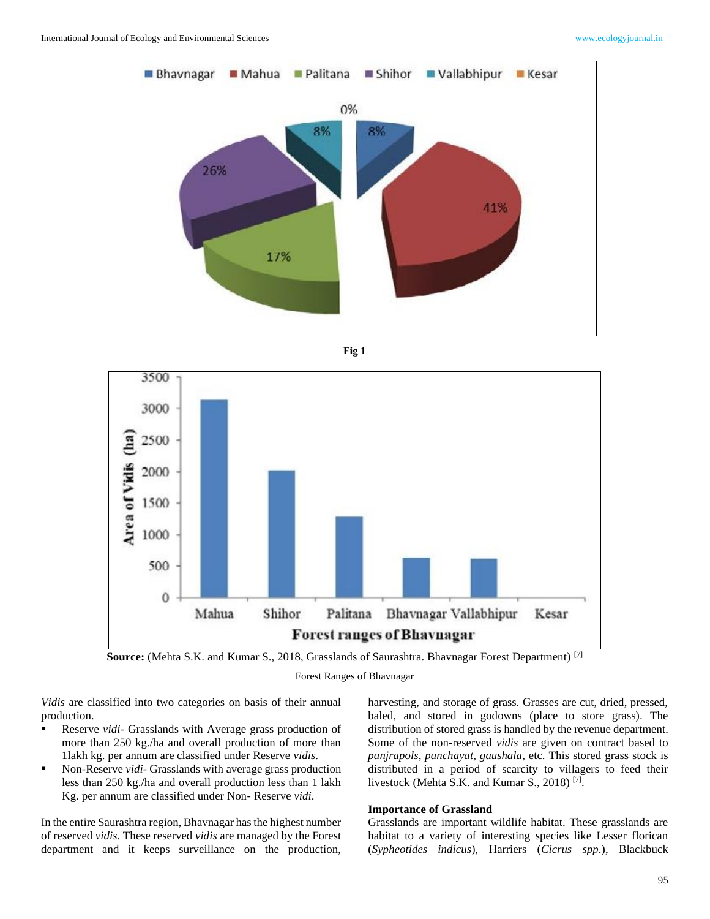Fig 1

Source: (Mehta S.K. and Kumar S., 2018, Grasslands of Saurashtra. Bhavnagar Forest Department) [7]

Forest Ranges of Bhavnagar

*Vidis* are classified into two categories on basis of their annual production.

- Reserve *vidi*- Grasslands with Average grass production of more than 250 kg./ha and overall production of more than 1lakh kg. per annum are classified under Reserve *vidis.*
- Non-Reserve *vidi*- Grasslands with average grass production less than 250 kg./ha and overall production less than 1 lakh Kg. per annum are classified under Non- Reserve *vidi*.

In the entire Saurashtra region, Bhavnagar has the highest number of reserved *vidis*. These reserved *vidis* are managed by the Forest department and it keeps surveillance on the production, harvesting, and storage of grass. Grasses are cut, dried, pressed, baled, and stored in godowns (place to store grass). The distribution of stored grass is handled by the revenue department. Some of the non-reserved *vidis* are given on contract based to *panjrapols, panchayat*, *gaushala*, etc. This stored grass stock is distributed in a period of scarcity to villagers to feed their livestock (Mehta S.K. and Kumar S., 2018) [7].

**Importance of Grassland**

Grasslands are important wildlife habitat. These grasslands are habitat to a variety of interesting species like Lesser florican (*Sypheotides indicus*), Harriers (*Cicrus spp*.), Blackbuck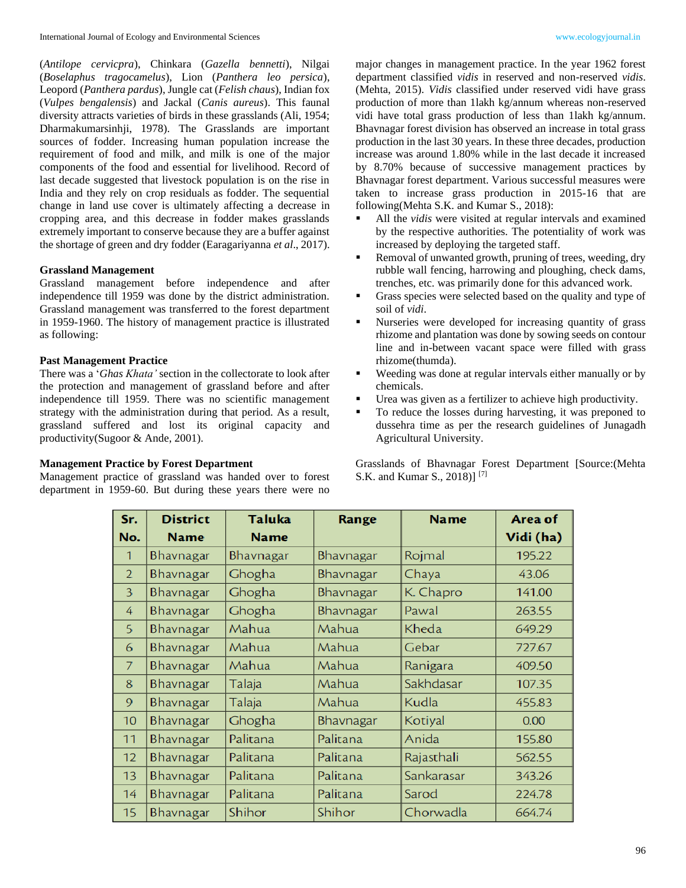(*Antilope cervicpra*), Chinkara (*Gazella bennetti*), Nilgai (*Boselaphus tragocamelus*), Lion (*Panthera leo persica*), Leopord (*Panthera pardus*), Jungle cat (*Felish chaus*), Indian fox (*Vulpes bengalensis*) and Jackal (*Canis aureus*). This faunal diversity attracts varieties of birds in these grasslands (Ali, 1954; Dharmakumarsinhji, 1978). The Grasslands are important sources of fodder. Increasing human population increase the requirement of food and milk, and milk is one of the major components of the food and essential for livelihood. Record of last decade suggested that livestock population is on the rise in India and they rely on crop residuals as fodder. The sequential change in land use cover is ultimately affecting a decrease in cropping area, and this decrease in fodder makes grasslands extremely important to conserve because they are a buffer against the shortage of green and dry fodder (Earagariyanna *et al*., 2017).

**Grassland Management**

Grassland management before independence and after independence till 1959 was done by the district administration. Grassland management was transferred to the forest department in 1959-1960. The history of management practice is illustrated as following:

**Past Management Practice**

There was a '*Ghas Khata'* section in the collectorate to look after the protection and management of grassland before and after independence till 1959. There was no scientific management strategy with the administration during that period. As a result, grassland suffered and lost its original capacity and productivity(Sugoor & Ande, 2001).

**Management Practice by Forest Department**

Management practice of grassland was handed over to forest department in 1959-60. But during these years there were no major changes in management practice. In the year 1962 forest department classified *vidis* in reserved and non-reserved *vidis*. (Mehta, 2015). *Vidis* classified under reserved vidi have grass production of more than 1lakh kg/annum whereas non-reserved vidi have total grass production of less than 1lakh kg/annum. Bhavnagar forest division has observed an increase in total grass production in the last 30 years. In these three decades, production increase was around 1.80% while in the last decade it increased by 8.70% because of successive management practices by Bhavnagar forest department. Various successful measures were taken to increase grass production in 2015-16 that are following(Mehta S.K. and Kumar S., 2018):

- All the *vidis* were visited at regular intervals and examined by the respective authorities. The potentiality of work was increased by deploying the targeted staff.
- Removal of unwanted growth, pruning of trees, weeding, dry rubble wall fencing, harrowing and ploughing, check dams, trenches, etc. was primarily done for this advanced work.
- Grass species were selected based on the quality and type of soil of *vidi*.
- Nurseries were developed for increasing quantity of grass rhizome and plantation was done by sowing seeds on contour line and in-between vacant space were filled with grass rhizome(thumda).
- Weeding was done at regular intervals either manually or by chemicals.
- Urea was given as a fertilizer to achieve high productivity.
- To reduce the losses during harvesting, it was preponed to dussehra time as per the research guidelines of Junagadh Agricultural University.

Grasslands of Bhavnagar Forest Department [Source:(Mehta S.K. and Kumar S., 2018)] [7]

| Sr. No. | District Name | Taluka Name | Range | Name | Area of Vidi (ha) |
|---|---|---|---|---|---|
| 1 | Bhavnagar | Bhavnagar | Bhavnagar | Rojmal | 195.22 |
| 2 | Bhavnagar | Ghogha | Bhavnagar | Chaya | 43.06 |
| 3 | Bhavnagar | Ghogha | Bhavnagar | K. Chapro | 141.00 |
| 4 | Bhavnagar | Ghogha | Bhavnagar | Pawal | 263.55 |
| 5 | Bhavnagar | Mahua | Mahua | Kheda | 649.29 |
| 6 | Bhavnagar | Mahua | Mahua | Gebar | 727.67 |
| 7 | Bhavnagar | Mahua | Mahua | Ranigara | 409.50 |
| 8 | Bhavnagar | Talaja | Mahua | Sakhdasar | 107.35 |
| 9 | Bhavnagar | Talaja | Mahua | Kudla | 455.83 |
| 10 | Bhavnagar | Ghogha | Bhavnagar | Kotiyal | 0.00 |
| 11 | Bhavnagar | Palitana | Palitana | Anida | 155.80 |
| 12 | Bhavnagar | Palitana | Palitana | Rajasthali | 562.55 |
| 13 | Bhavnagar | Palitana | Palitana | Sankarasar | 343.26 |
| 14 | Bhavnagar | Palitana | Palitana | Sarod | 224.78 |
| 15 | Bhavnagar | Shihor | Shihor | Chorwadla | 664.74 |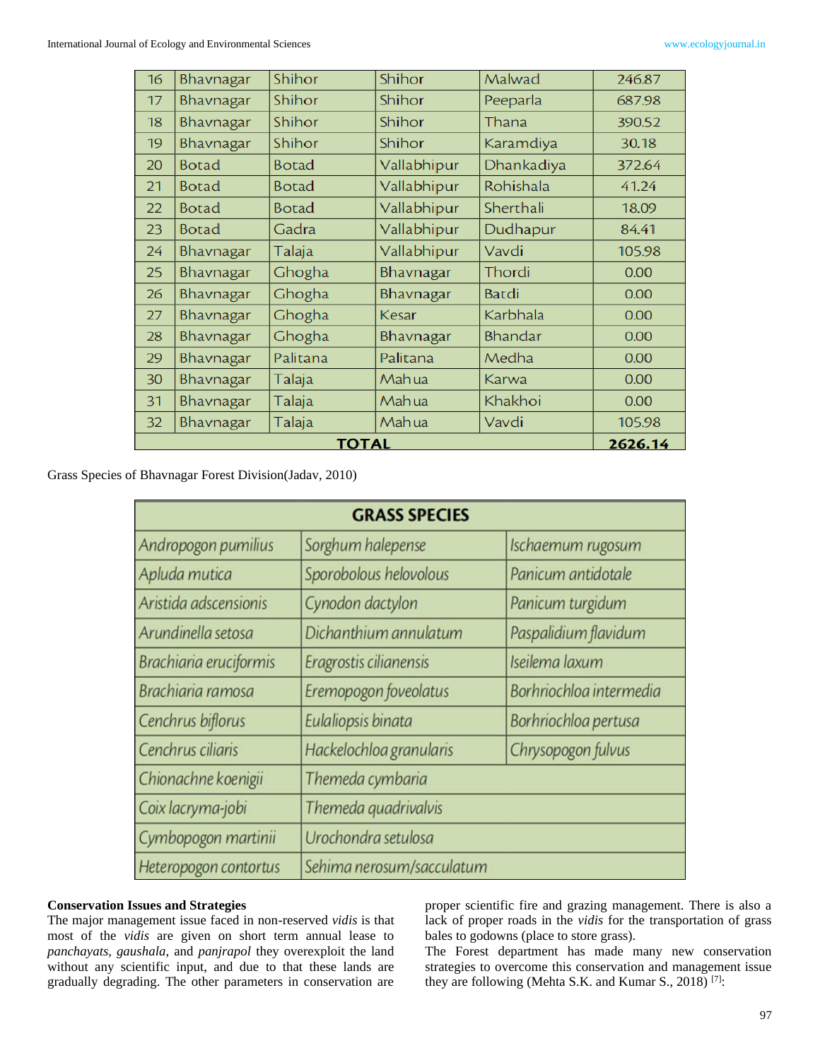| 16 | Bhavnagar | Shihor | Shihor | Malwad | 246.87 |
|---|---|---|---|---|---|
| 17 | Bhavnagar | Shihor | Shihor | Peeparla | 687.98 |
| 18 | Bhavnagar | Shihor | Shihor | Thana | 390.52 |
| 19 | Bhavnagar | Shihor | Shihor | Karamdiya | 30.18 |
| 20 | Botad | Botad | Vallabhipur | Dhankadiya | 372.64 |
| 21 | Botad | Botad | Vallabhipur | Rohishala | 41.24 |
| 22 | Botad | Botad | Vallabhipur | Sherthali | 18.09 |
| 23 | Botad | Gadra | Vallabhipur | Dudhapur | 84.41 |
| 24 | Bhavnagar | Talaja | Vallabhipur | Vavdi | 105.98 |
| 25 | Bhavnagar | Ghogha | Bhavnagar | Thordi | 0.00 |
| 26 | Bhavnagar | Ghogha | Bhavnagar | Batdi | 0.00 |
| 27 | Bhavnagar | Ghogha | Kesar | Karbhala | 0.00 |
| 28 | Bhavnagar | Ghogha | Bhavnagar | Bhandar | 0.00 |
| 29 | Bhavnagar | Palitana | Palitana | Medha | 0.00 |
| 30 | Bhavnagar | Talaja | Mahua | Karwa | 0.00 |
| 31 | Bhavnagar | Talaja | Mahua | Khakhoi | 0.00 |
| 32 | Bhavnagar | Talaja | Mahua | Vavdi | 105.98 |
| **TOTAL** | | | | | **2626.14** |

Grass Species of Bhavnagar Forest Division(Jadav, 2010)

| **GRASS SPECIES** | | |
|---|---|---|
| *Andropogon pumilius* | *Sorghum halepense* | *Ischaemum rugosum* |
| *Apluda mutica* | *Sporobolous helovolous* | *Panicum antidotale* |
| *Aristida adscensionis* | *Cynodon dactylon* | *Panicum turgidum* |
| *Arundinella setosa* | *Dichanthium annulatum* | *Paspalidium flavidum* |
| *Brachiaria eruciformis* | *Eragrostis cilianensis* | *Iseilema laxum* |
| *Brachiaria ramosa* | *Eremopogon foveolatus* | *Borhriochloa intermedia* |
| *Cenchrus biflorus* | *Eulaliopsis binata* | *Borhriochloa pertusa* |
| *Cenchrus ciliaris* | *Hackelochloa granularis* | *Chrysopogon fulvus* |
| *Chionachne koenigii* | *Themeda cymbaria* | |
| *Coix lacryma-jobi* | *Themeda quadrivalvis* | |
| *Cymbopogon martinii* | *Urochondra setulosa* | |
| *Heteropogon contortus* | *Sehima nerosum/sacculatum* | |

**Conservation Issues and Strategies**

The major management issue faced in non-reserved *vidis* is that most of the *vidis* are given on short term annual lease to *panchayats, gaushala*, and *panjrapol* they overexploit the land without any scientific input, and due to that these lands are gradually degrading. The other parameters in conservation are proper scientific fire and grazing management. There is also a lack of proper roads in the *vidis* for the transportation of grass bales to godowns (place to store grass).

The Forest department has made many new conservation strategies to overcome this conservation and management issue they are following (Mehta S.K. and Kumar S., 2018) [7]: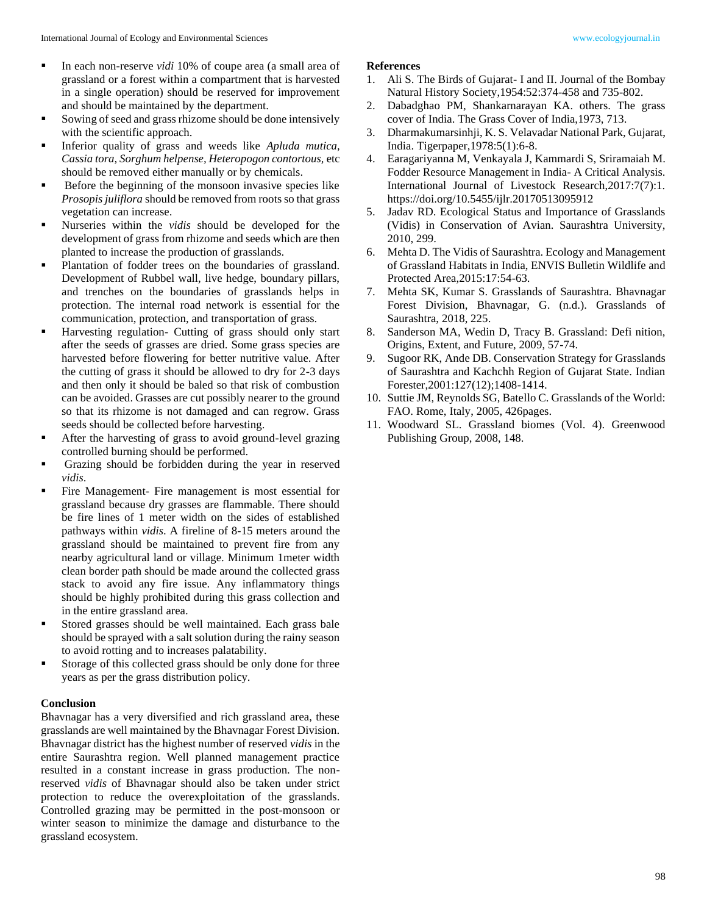- In each non-reserve *vidi* 10% of coupe area (a small area of grassland or a forest within a compartment that is harvested in a single operation) should be reserved for improvement and should be maintained by the department.
- Sowing of seed and grass rhizome should be done intensively with the scientific approach.
- Inferior quality of grass and weeds like *Apluda mutica, Cassia tora, Sorghum helpense, Heteropogon contortous,* etc should be removed either manually or by chemicals.
- Before the beginning of the monsoon invasive species like *Prosopis juliflora* should be removed from roots so that grass vegetation can increase.
- Nurseries within the *vidis* should be developed for the development of grass from rhizome and seeds which are then planted to increase the production of grasslands.
- Plantation of fodder trees on the boundaries of grassland. Development of Rubbel wall, live hedge, boundary pillars, and trenches on the boundaries of grasslands helps in protection. The internal road network is essential for the communication, protection, and transportation of grass.
- Harvesting regulation- Cutting of grass should only start after the seeds of grasses are dried. Some grass species are harvested before flowering for better nutritive value. After the cutting of grass it should be allowed to dry for 2-3 days and then only it should be baled so that risk of combustion can be avoided. Grasses are cut possibly nearer to the ground so that its rhizome is not damaged and can regrow. Grass seeds should be collected before harvesting.
- After the harvesting of grass to avoid ground-level grazing controlled burning should be performed.
- Grazing should be forbidden during the year in reserved *vidis*.
- Fire Management- Fire management is most essential for grassland because dry grasses are flammable. There should be fire lines of 1 meter width on the sides of established pathways within *vidis*. A fireline of 8-15 meters around the grassland should be maintained to prevent fire from any nearby agricultural land or village. Minimum 1meter width clean border path should be made around the collected grass stack to avoid any fire issue. Any inflammatory things should be highly prohibited during this grass collection and in the entire grassland area.
- Stored grasses should be well maintained. Each grass bale should be sprayed with a salt solution during the rainy season to avoid rotting and to increases palatability.
- Storage of this collected grass should be only done for three years as per the grass distribution policy.

## Conclusion

Bhavnagar has a very diversified and rich grassland area, these grasslands are well maintained by the Bhavnagar Forest Division. Bhavnagar district has the highest number of reserved *vidis* in the entire Saurashtra region. Well planned management practice resulted in a constant increase in grass production. The non-reserved *vidis* of Bhavnagar should also be taken under strict protection to reduce the overexploitation of the grasslands. Controlled grazing may be permitted in the post-monsoon or winter season to minimize the damage and disturbance to the grassland ecosystem.

## References

1. Ali S. The Birds of Gujarat- I and II. Journal of the Bombay Natural History Society,1954:52:374-458 and 735-802.
2. Dabadghao PM, Shankarnarayan KA. others. The grass cover of India. The Grass Cover of India,1973, 713.
3. Dharmakumarsinhji, K. S. Velavadar National Park, Gujarat, India. Tigerpaper,1978:5(1):6-8.
4. Earagariyanna M, Venkayala J, Kammardi S, Sriramaiah M. Fodder Resource Management in India- A Critical Analysis. International Journal of Livestock Research,2017:7(7):1. https://doi.org/10.5455/ijlr.20170513095912
5. Jadav RD. Ecological Status and Importance of Grasslands (Vidis) in Conservation of Avian. Saurashtra University, 2010, 299.
6. Mehta D. The Vidis of Saurashtra. Ecology and Management of Grassland Habitats in India, ENVIS Bulletin Wildlife and Protected Area,2015:17:54-63.
7. Mehta SK, Kumar S. Grasslands of Saurashtra. Bhavnagar Forest Division, Bhavnagar, G. (n.d.). Grasslands of Saurashtra, 2018, 225.
8. Sanderson MA, Wedin D, Tracy B. Grassland: Defi nition, Origins, Extent, and Future, 2009, 57-74.
9. Sugoor RK, Ande DB. Conservation Strategy for Grasslands of Saurashtra and Kachchh Region of Gujarat State. Indian Forester,2001:127(12);1408-1414.
10. Suttie JM, Reynolds SG, Batello C. Grasslands of the World: FAO. Rome, Italy, 2005, 426pages.
11. Woodward SL. Grassland biomes (Vol. 4). Greenwood Publishing Group, 2008, 148.